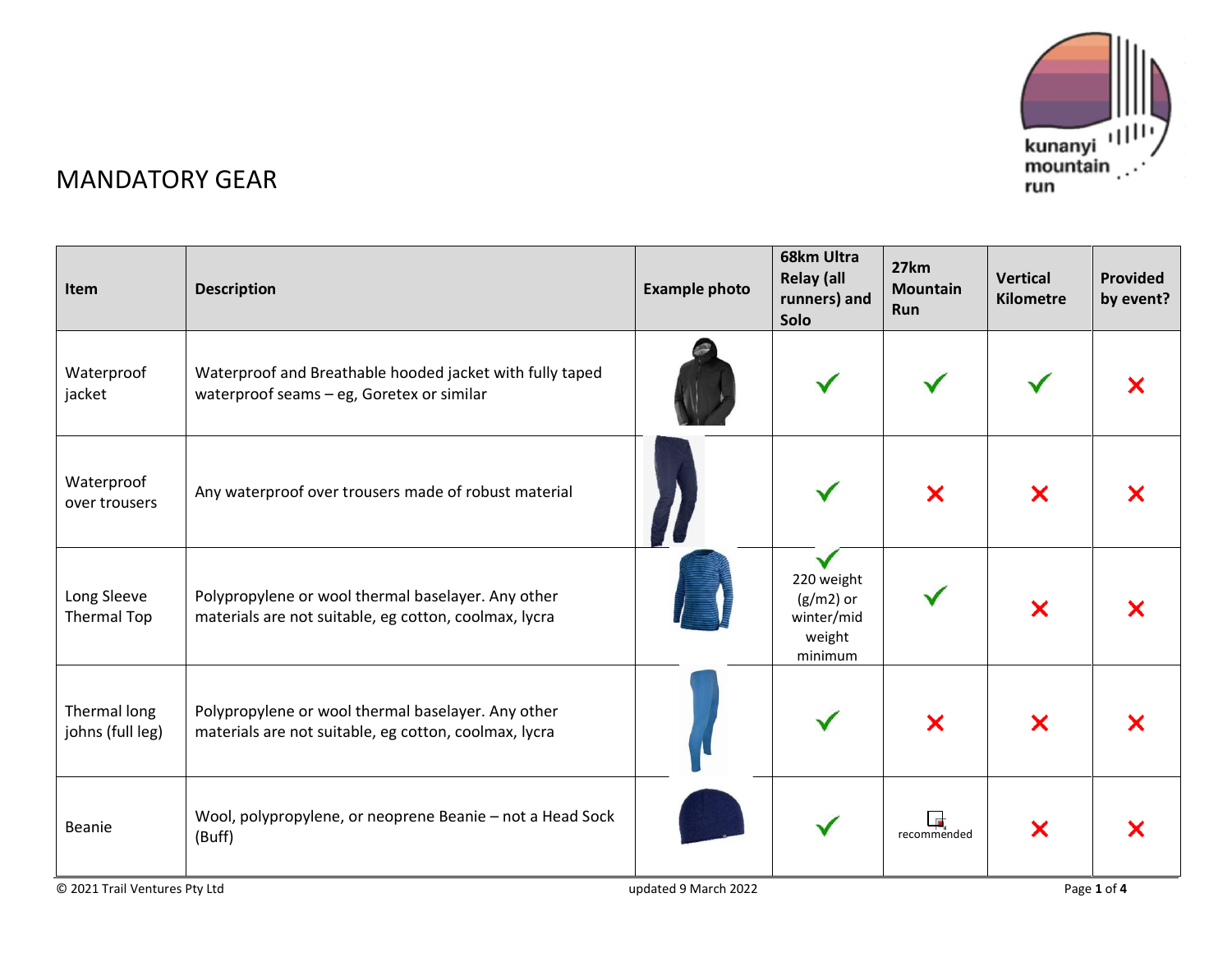# MANDATORY GEAR

| Item | Description | Example photo | 68km Ultra Relay (all runners) and Solo | 27km Mountain Run | Vertical Kilometre | Provided by event? |
|---|---|---|---|---|---|---|
| Waterproof jacket | Waterproof and Breathable hooded jacket with fully taped waterproof seams – eg, Goretex or similar | | ✓ | ✓ | ✓ | ✗ |
| Waterproof over trousers | Any waterproof over trousers made of robust material | | ✓ | ✗ | ✗ | ✗ |
| Long Sleeve Thermal Top | Polypropylene or wool thermal baselayer. Any other materials are not suitable, eg cotton, coolmax, lycra | | ✓ 220 weight (g/m2) or winter/mid weight minimum | ✓ | ✗ | ✗ |
| Thermal long johns (full leg) | Polypropylene or wool thermal baselayer. Any other materials are not suitable, eg cotton, coolmax, lycra | | ✓ | ✗ | ✗ | ✗ |
| Beanie | Wool, polypropylene, or neoprene Beanie – not a Head Sock (Buff) | | ✓ | recommended | ✗ | ✗ |

© 2021 Trail Ventures Pty Ltd updated 9 March 2022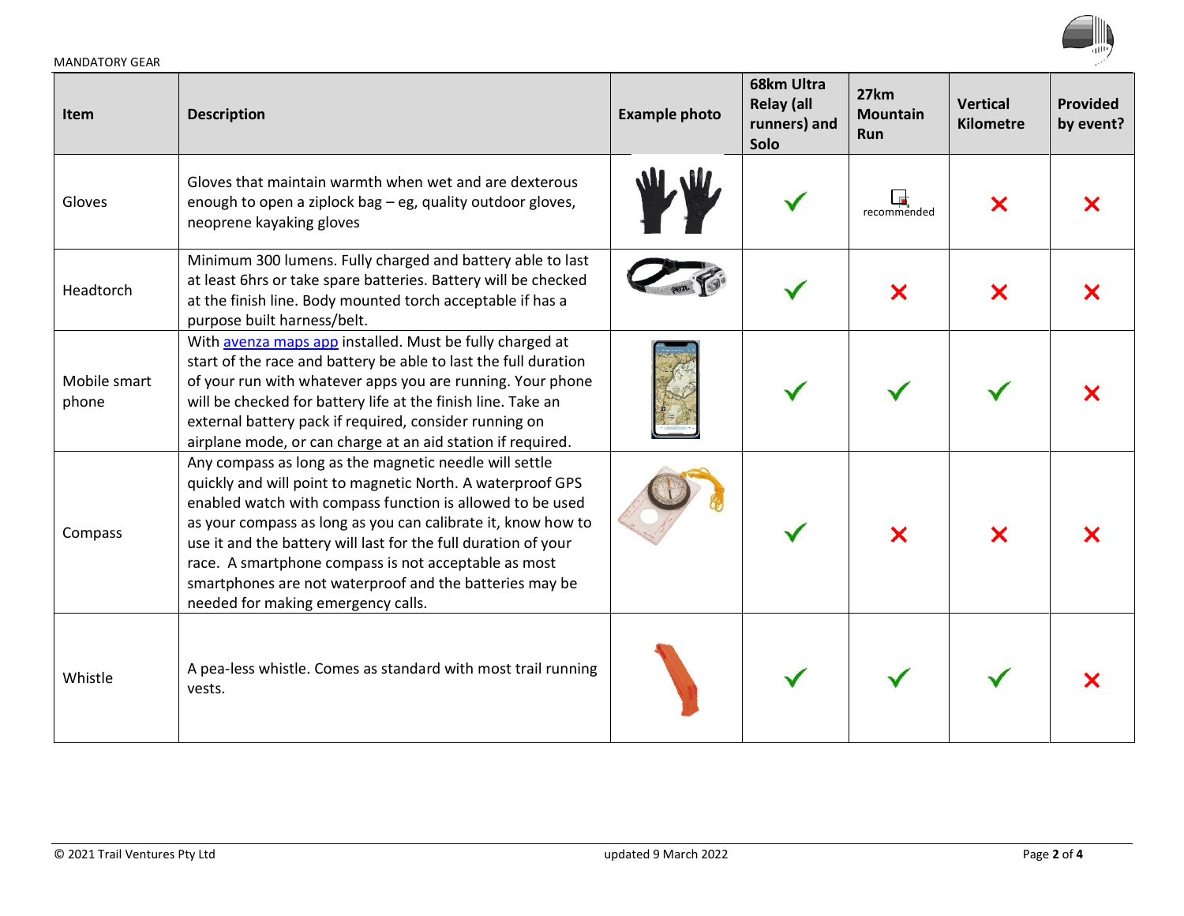MANDATORY GEAR

| Item | Description | Example photo | 68km Ultra Relay (all runners) and Solo | 27km Mountain Run | Vertical Kilometre | Provided by event? |
|---|---|---|---|---|---|---|
| Gloves | Gloves that maintain warmth when wet and are dexterous enough to open a ziplock bag – eg, quality outdoor gloves, neoprene kayaking gloves | | ✓ | recommended | ✗ | ✗ |
| Headtorch | Minimum 300 lumens. Fully charged and battery able to last at least 6hrs or take spare batteries. Battery will be checked at the finish line. Body mounted torch acceptable if has a purpose built harness/belt. | | ✓ | ✗ | ✗ | ✗ |
| Mobile smart phone | With avenza maps app installed. Must be fully charged at start of the race and battery be able to last the full duration of your run with whatever apps you are running. Your phone will be checked for battery life at the finish line. Take an external battery pack if required, consider running on airplane mode, or can charge at an aid station if required. | | ✓ | ✓ | ✓ | ✗ |
| Compass | Any compass as long as the magnetic needle will settle quickly and will point to magnetic North. A waterproof GPS enabled watch with compass function is allowed to be used as your compass as long as you can calibrate it, know how to use it and the battery will last for the full duration of your race. A smartphone compass is not acceptable as most smartphones are not waterproof and the batteries may be needed for making emergency calls. | | ✓ | ✗ | ✗ | ✗ |
| Whistle | A pea-less whistle. Comes as standard with most trail running vests. | | ✓ | ✓ | ✓ | ✗ |

© 2021 Trail Ventures Pty Ltd updated 9 March 2022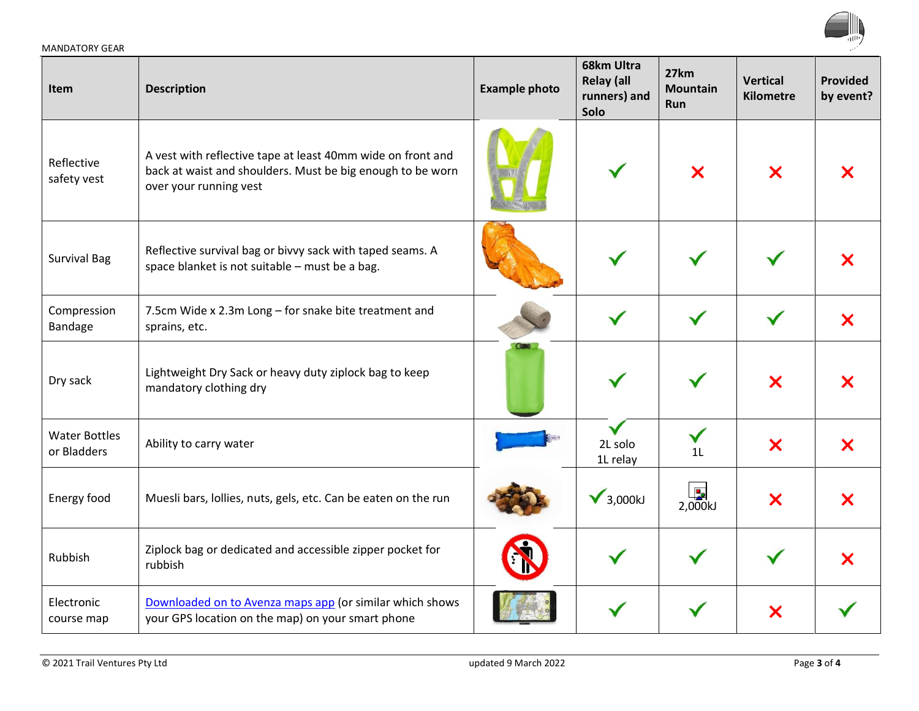MANDATORY GEAR

| Item | Description | Example photo | 68km Ultra Relay (all runners) and Solo | 27km Mountain Run | Vertical Kilometre | Provided by event? |
|---|---|---|---|---|---|---|
| Reflective safety vest | A vest with reflective tape at least 40mm wide on front and back at waist and shoulders. Must be big enough to be worn over your running vest | | ✓ | ✗ | ✗ | ✗ |
| Survival Bag | Reflective survival bag or bivvy sack with taped seams. A space blanket is not suitable – must be a bag. | | ✓ | ✓ | ✓ | ✗ |
| Compression Bandage | 7.5cm Wide x 2.3m Long – for snake bite treatment and sprains, etc. | | ✓ | ✓ | ✓ | ✗ |
| Dry sack | Lightweight Dry Sack or heavy duty ziplock bag to keep mandatory clothing dry | | ✓ | ✓ | ✗ | ✗ |
| Water Bottles or Bladders | Ability to carry water | | ✓ 2L solo 1L relay | ✓ 1L | ✗ | ✗ |
| Energy food | Muesli bars, lollies, nuts, gels, etc. Can be eaten on the run | | ✓ 3,000kJ | 2,000kJ | ✗ | ✗ |
| Rubbish | Ziplock bag or dedicated and accessible zipper pocket for rubbish | | ✓ | ✓ | ✓ | ✗ |
| Electronic course map | [Downloaded on to Avenza maps app](#) (or similar which shows your GPS location on the map) on your smart phone | | ✓ | ✓ | ✗ | ✓ |

© 2021 Trail Ventures Pty Ltd updated 9 March 2022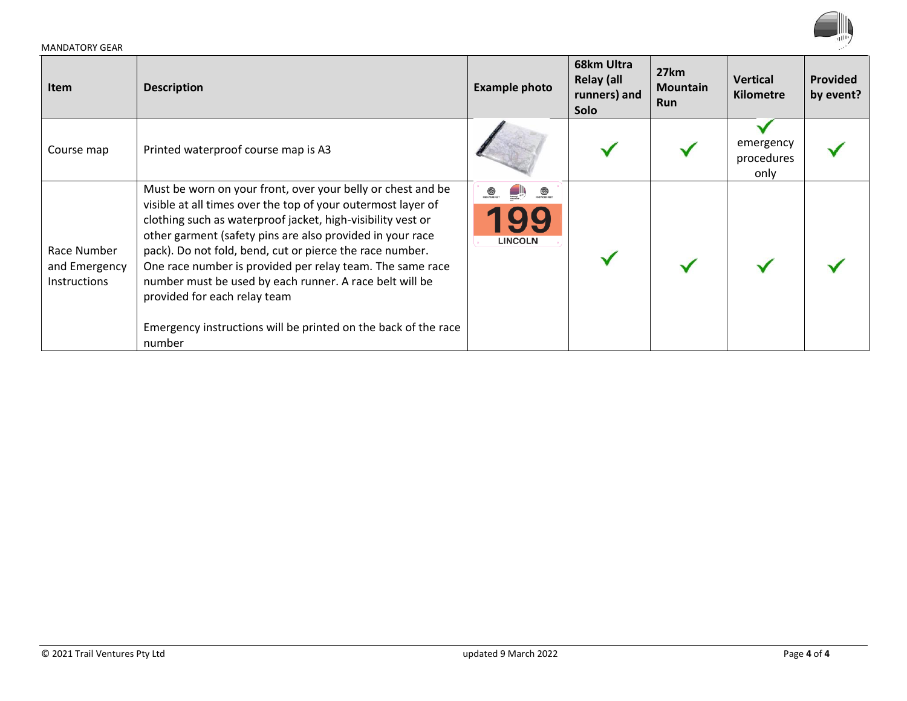MANDATORY GEAR

| Item | Description | Example photo | 68km Ultra Relay (all runners) and Solo | 27km Mountain Run | Vertical Kilometre | Provided by event? |
|---|---|---|---|---|---|---|
| Course map | Printed waterproof course map is A3 | | ✓ | ✓ | ✓ emergency procedures only | ✓ |
| Race Number and Emergency Instructions | Must be worn on your front, over your belly or chest and be visible at all times over the top of your outermost layer of clothing such as waterproof jacket, high-visibility vest or other garment (safety pins are also provided in your race pack). Do not fold, bend, cut or pierce the race number. One race number is provided per relay team. The same race number must be used by each runner. A race belt will be provided for each relay team<br><br>Emergency instructions will be printed on the back of the race number | | ✓ | ✓ | ✓ | ✓ |

© 2021 Trail Ventures Pty Ltd updated 9 March 2022